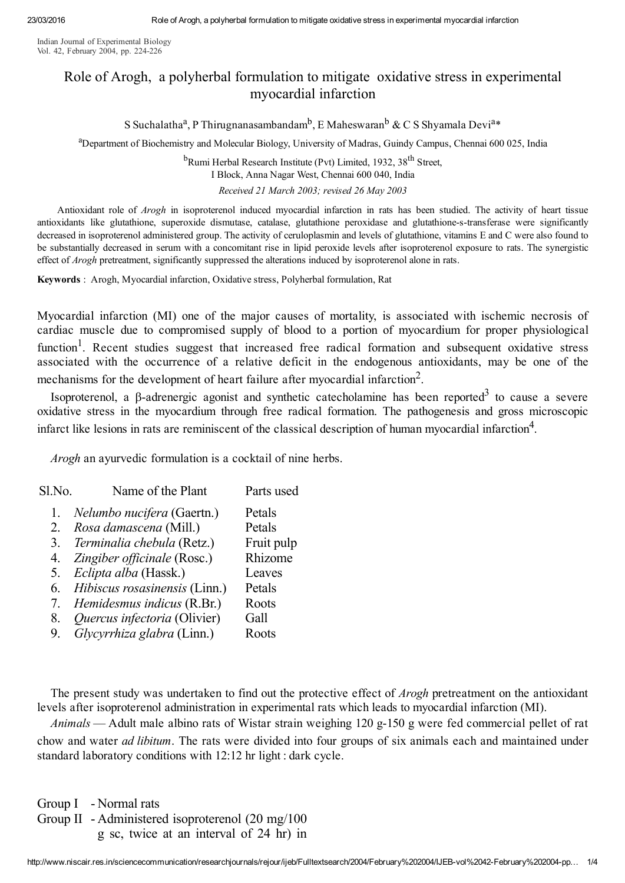Indian Journal of Experimental Biology
Vol. 42, February 2004, pp. 224-226

# Role of Arogh, a polyherbal formulation to mitigate oxidative stress in experimental myocardial infarction

S Suchalatha[a], P Thirugnanasambandam[b], E Maheswaran[b] & C S Shyamala Devi[a]*

[a]Department of Biochemistry and Molecular Biology, University of Madras, Guindy Campus, Chennai 600 025, India

[b]Rumi Herbal Research Institute (Pvt) Limited, 1932, 38th Street, I Block, Anna Nagar West, Chennai 600 040, India

*Received 21 March 2003; revised 26 May 2003*

Antioxidant role of *Arogh* in isoproterenol induced myocardial infarction in rats has been studied. The activity of heart tissue antioxidants like glutathione, superoxide dismutase, catalase, glutathione peroxidase and glutathione-s-transferase were significantly decreased in isoproterenol administered group. The activity of ceruloplasmin and levels of glutathione, vitamins E and C were also found to be substantially decreased in serum with a concomitant rise in lipid peroxide levels after isoproterenol exposure to rats. The synergistic effect of *Arogh* pretreatment, significantly suppressed the alterations induced by isoproterenol alone in rats.

**Keywords** : Arogh, Myocardial infarction, Oxidative stress, Polyherbal formulation, Rat

Myocardial infarction (MI) one of the major causes of mortality, is associated with ischemic necrosis of cardiac muscle due to compromised supply of blood to a portion of myocardium for proper physiological function[1]. Recent studies suggest that increased free radical formation and subsequent oxidative stress associated with the occurrence of a relative deficit in the endogenous antioxidants, may be one of the mechanisms for the development of heart failure after myocardial infarction[2].

Isoproterenol, a β-adrenergic agonist and synthetic catecholamine has been reported[3] to cause a severe oxidative stress in the myocardium through free radical formation. The pathogenesis and gross microscopic infarct like lesions in rats are reminiscent of the classical description of human myocardial infarction[4].

*Arogh* an ayurvedic formulation is a cocktail of nine herbs.

| Sl.No. | Name of the Plant | Parts used |
|---|---|---|
| 1. | *Nelumbo nucifera* (Gaertn.) | Petals |
| 2. | *Rosa damascena* (Mill.) | Petals |
| 3. | *Terminalia chebula* (Retz.) | Fruit pulp |
| 4. | *Zingiber officinale* (Rosc.) | Rhizome |
| 5. | *Eclipta alba* (Hassk.) | Leaves |
| 6. | *Hibiscus rosasinensis* (Linn.) | Petals |
| 7. | *Hemidesmus indicus* (R.Br.) | Roots |
| 8. | *Quercus infectoria* (Olivier) | Gall |
| 9. | *Glycyrrhiza glabra* (Linn.) | Roots |

The present study was undertaken to find out the protective effect of *Arogh* pretreatment on the antioxidant levels after isoproterenol administration in experimental rats which leads to myocardial infarction (MI).

*Animals* — Adult male albino rats of Wistar strain weighing 120 g-150 g were fed commercial pellet of rat chow and water *ad libitum*. The rats were divided into four groups of six animals each and maintained under standard laboratory conditions with 12:12 hr light : dark cycle.

Group I - Normal rats
Group II - Administered isoproterenol (20 mg/100 g sc, twice at an interval of 24 hr) in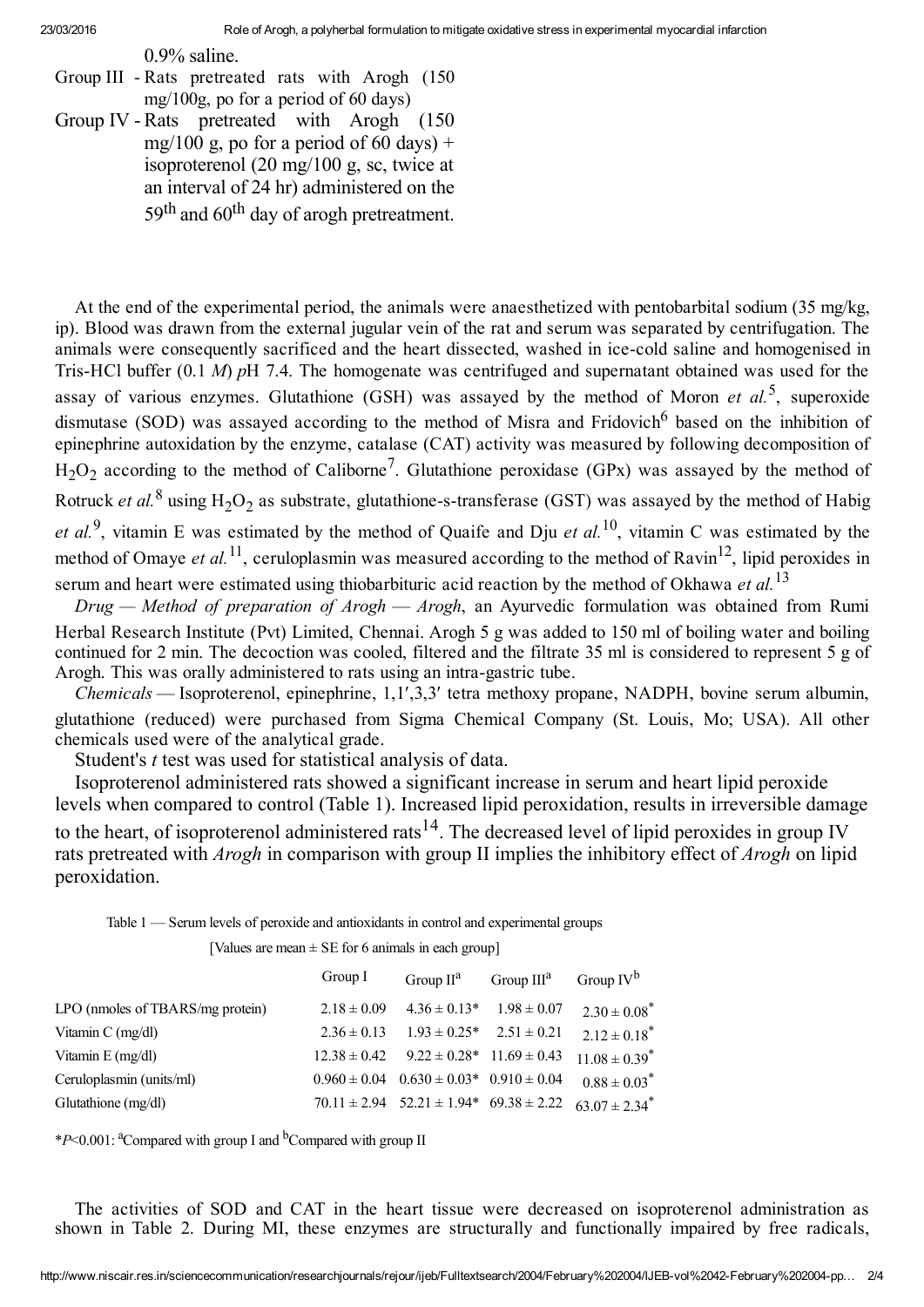0.9% saline.

Group III - Rats pretreated rats with Arogh (150 mg/100g, po for a period of 60 days)

Group IV - Rats pretreated with Arogh (150 mg/100 g, po for a period of 60 days) + isoproterenol (20 mg/100 g, sc, twice at an interval of 24 hr) administered on the $59^{th}$ and $60^{th}$ day of arogh pretreatment.

At the end of the experimental period, the animals were anaesthetized with pentobarbital sodium (35 mg/kg, ip). Blood was drawn from the external jugular vein of the rat and serum was separated by centrifugation. The animals were consequently sacrificed and the heart dissected, washed in ice-cold saline and homogenised in Tris-HCl buffer (0.1 *M*) *p*H 7.4. The homogenate was centrifuged and supernatant obtained was used for the assay of various enzymes. Glutathione (GSH) was assayed by the method of Moron *et al.*[5], superoxide dismutase (SOD) was assayed according to the method of Misra and Fridovich[6] based on the inhibition of epinephrine autoxidation by the enzyme, catalase (CAT) activity was measured by following decomposition of $H_2O_2$ according to the method of Caliborne[7]. Glutathione peroxidase (GPx) was assayed by the method of Rotruck *et al.*[8] using $H_2O_2$ as substrate, glutathione-s-transferase (GST) was assayed by the method of Habig *et al.*[9], vitamin E was estimated by the method of Quaife and Dju *et al.*[10], vitamin C was estimated by the method of Omaye *et al.*[11], ceruloplasmin was measured according to the method of Ravin[12], lipid peroxides in serum and heart were estimated using thiobarbituric acid reaction by the method of Okhawa *et al.*[13]

*Drug — Method of preparation of Arogh — Arogh*, an Ayurvedic formulation was obtained from Rumi Herbal Research Institute (Pvt) Limited, Chennai. Arogh 5 g was added to 150 ml of boiling water and boiling continued for 2 min. The decoction was cooled, filtered and the filtrate 35 ml is considered to represent 5 g of Arogh. This was orally administered to rats using an intra-gastric tube.

*Chemicals* — Isoproterenol, epinephrine, 1,1′,3,3′ tetra methoxy propane, NADPH, bovine serum albumin, glutathione (reduced) were purchased from Sigma Chemical Company (St. Louis, Mo; USA). All other chemicals used were of the analytical grade.

Student's *t* test was used for statistical analysis of data.

Isoproterenol administered rats showed a significant increase in serum and heart lipid peroxide levels when compared to control (Table 1). Increased lipid peroxidation, results in irreversible damage to the heart, of isoproterenol administered rats[14]. The decreased level of lipid peroxides in group IV rats pretreated with *Arogh* in comparison with group II implies the inhibitory effect of *Arogh* on lipid peroxidation.

Table 1 — Serum levels of peroxide and antioxidants in control and experimental groups

[Values are mean ± SE for 6 animals in each group]

| | Group I | Group II[a] | Group III[a] | Group IV[b] |
|---|---|---|---|---|
| LPO (nmoles of TBARS/mg protein) | 2.18 ± 0.09 | 4.36 ± 0.13* | 1.98 ± 0.07 | 2.30 ± 0.08* |
| Vitamin C (mg/dl) | 2.36 ± 0.13 | 1.93 ± 0.25* | 2.51 ± 0.21 | 2.12 ± 0.18* |
| Vitamin E (mg/dl) | 12.38 ± 0.42 | 9.22 ± 0.28* | 11.69 ± 0.43 | 11.08 ± 0.39* |
| Ceruloplasmin (units/ml) | 0.960 ± 0.04 | 0.630 ± 0.03* | 0.910 ± 0.04 | 0.88 ± 0.03* |
| Glutathione (mg/dl) | 70.11 ± 2.94 | 52.21 ± 1.94* | 69.38 ± 2.22 | 63.07 ± 2.34* |

**P*<0.001: [a]Compared with group I and [b]Compared with group II

The activities of SOD and CAT in the heart tissue were decreased on isoproterenol administration as shown in Table 2. During MI, these enzymes are structurally and functionally impaired by free radicals,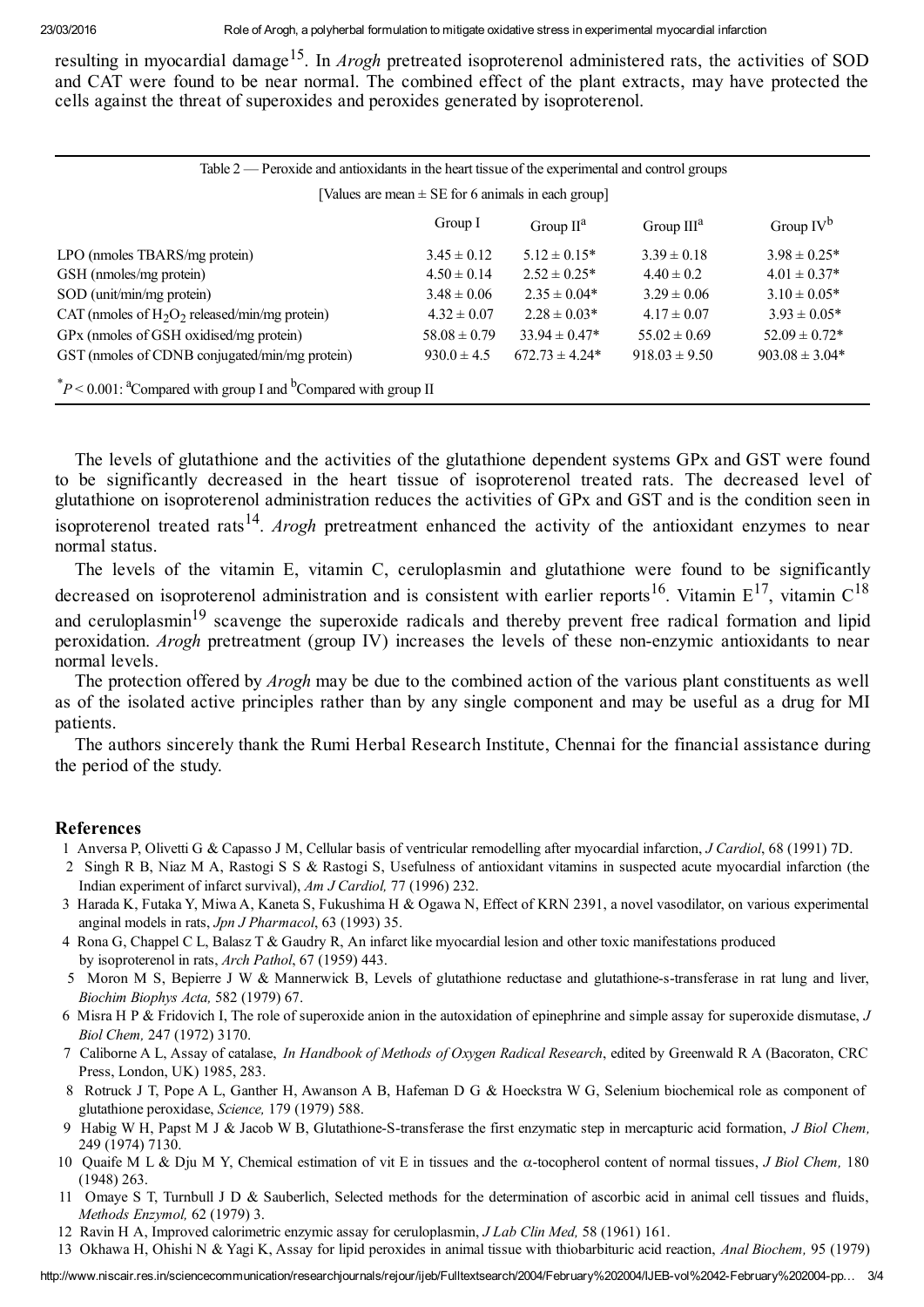resulting in myocardial damage[15]. In *Arogh* pretreated isoproterenol administered rats, the activities of SOD and CAT were found to be near normal. The combined effect of the plant extracts, may have protected the cells against the threat of superoxides and peroxides generated by isoproterenol.

Table 2 — Peroxide and antioxidants in the heart tissue of the experimental and control groups

[Values are mean ± SE for 6 animals in each group]

| | Group I | Group II[a] | Group III[a] | Group IV[b] |
|---|---|---|---|---|
| LPO (nmoles TBARS/mg protein) | 3.45 ± 0.12 | 5.12 ± 0.15* | 3.39 ± 0.18 | 3.98 ± 0.25* |
| GSH (nmoles/mg protein) | 4.50 ± 0.14 | 2.52 ± 0.25* | 4.40 ± 0.2 | 4.01 ± 0.37* |
| SOD (unit/min/mg protein) | 3.48 ± 0.06 | 2.35 ± 0.04* | 3.29 ± 0.06 | 3.10 ± 0.05* |
| CAT (nmoles of $H_2O_2$ released/min/mg protein) | 4.32 ± 0.07 | 2.28 ± 0.03* | 4.17 ± 0.07 | 3.93 ± 0.05* |
| GPx (nmoles of GSH oxidised/mg protein) | 58.08 ± 0.79 | 33.94 ± 0.47* | 55.02 ± 0.69 | 52.09 ± 0.72* |
| GST (nmoles of CDNB conjugated/min/mg protein) | 930.0 ± 4.5 | 672.73 ± 4.24* | 918.03 ± 9.50 | 903.08 ± 3.04* |

*$P < 0.001$: [a]Compared with group I and [b]Compared with group II

The levels of glutathione and the activities of the glutathione dependent systems GPx and GST were found to be significantly decreased in the heart tissue of isoproterenol treated rats. The decreased level of glutathione on isoproterenol administration reduces the activities of GPx and GST and is the condition seen in isoproterenol treated rats[14]. *Arogh* pretreatment enhanced the activity of the antioxidant enzymes to near normal status.

The levels of the vitamin E, vitamin C, ceruloplasmin and glutathione were found to be significantly decreased on isoproterenol administration and is consistent with earlier reports[16]. Vitamin E[17], vitamin C[18] and ceruloplasmin[19] scavenge the superoxide radicals and thereby prevent free radical formation and lipid peroxidation. *Arogh* pretreatment (group IV) increases the levels of these non-enzymic antioxidants to near normal levels.

The protection offered by *Arogh* may be due to the combined action of the various plant constituents as well as of the isolated active principles rather than by any single component and may be useful as a drug for MI patients.

The authors sincerely thank the Rumi Herbal Research Institute, Chennai for the financial assistance during the period of the study.

## References

1. Anversa P, Olivetti G & Capasso J M, Cellular basis of ventricular remodelling after myocardial infarction, *J Cardiol*, 68 (1991) 7D.
2. Singh R B, Niaz M A, Rastogi S S & Rastogi S, Usefulness of antioxidant vitamins in suspected acute myocardial infarction (the Indian experiment of infarct survival), *Am J Cardiol,* 77 (1996) 232.
3. Harada K, Futaka Y, Miwa A, Kaneta S, Fukushima H & Ogawa N, Effect of KRN 2391, a novel vasodilator, on various experimental anginal models in rats, *Jpn J Pharmacol*, 63 (1993) 35.
4. Rona G, Chappel C L, Balasz T & Gaudry R, An infarct like myocardial lesion and other toxic manifestations produced by isoproterenol in rats, *Arch Pathol*, 67 (1959) 443.
5. Moron M S, Bepierre J W & Mannerwick B, Levels of glutathione reductase and glutathione-s-transferase in rat lung and liver, *Biochim Biophys Acta,* 582 (1979) 67.
6. Misra H P & Fridovich I, The role of superoxide anion in the autoxidation of epinephrine and simple assay for superoxide dismutase, *J Biol Chem,* 247 (1972) 3170.
7. Caliborne A L, Assay of catalase, *In Handbook of Methods of Oxygen Radical Research*, edited by Greenwald R A (Bacoraton, CRC Press, London, UK) 1985, 283.
8. Rotruck J T, Pope A L, Ganther H, Awanson A B, Hafeman D G & Hoeckstra W G, Selenium biochemical role as component of glutathione peroxidase, *Science,* 179 (1979) 588.
9. Habig W H, Papst M J & Jacob W B, Glutathione-S-transferase the first enzymatic step in mercapturic acid formation, *J Biol Chem,* 249 (1974) 7130.
10. Quaife M L & Dju M Y, Chemical estimation of vit E in tissues and the α-tocopherol content of normal tissues, *J Biol Chem,* 180 (1948) 263.
11. Omaye S T, Turnbull J D & Sauberlich, Selected methods for the determination of ascorbic acid in animal cell tissues and fluids, *Methods Enzymol,* 62 (1979) 3.
12. Ravin H A, Improved calorimetric enzymic assay for ceruloplasmin, *J Lab Clin Med,* 58 (1961) 161.
13. Okhawa H, Ohishi N & Yagi K, Assay for lipid peroxides in animal tissue with thiobarbituric acid reaction, *Anal Biochem,* 95 (1979)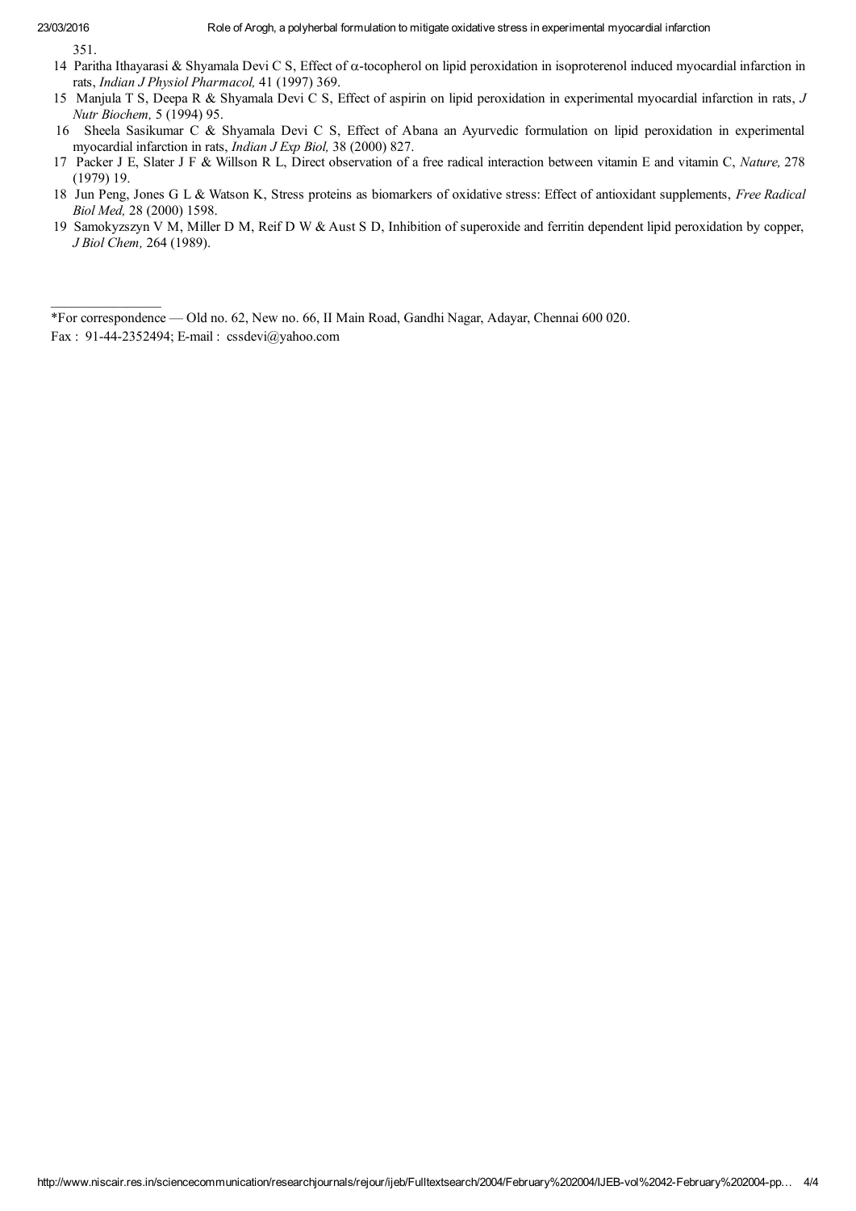351.

14 Paritha Ithayarasi & Shyamala Devi C S, Effect of α-tocopherol on lipid peroxidation in isoproterenol induced myocardial infarction in rats, *Indian J Physiol Pharmacol,* 41 (1997) 369.

15 Manjula T S, Deepa R & Shyamala Devi C S, Effect of aspirin on lipid peroxidation in experimental myocardial infarction in rats, *J Nutr Biochem,* 5 (1994) 95.

16 Sheela Sasikumar C & Shyamala Devi C S, Effect of Abana an Ayurvedic formulation on lipid peroxidation in experimental myocardial infarction in rats, *Indian J Exp Biol,* 38 (2000) 827.

17 Packer J E, Slater J F & Willson R L, Direct observation of a free radical interaction between vitamin E and vitamin C, *Nature,* 278 (1979) 19.

18 Jun Peng, Jones G L & Watson K, Stress proteins as biomarkers of oxidative stress: Effect of antioxidant supplements, *Free Radical Biol Med,* 28 (2000) 1598.

19 Samokyzszyn V M, Miller D M, Reif D W & Aust S D, Inhibition of superoxide and ferritin dependent lipid peroxidation by copper, *J Biol Chem,* 264 (1989).

---

*For correspondence — Old no. 62, New no. 66, II Main Road, Gandhi Nagar, Adayar, Chennai 600 020.

Fax : 91-44-2352494; E-mail : cssdevi@yahoo.com